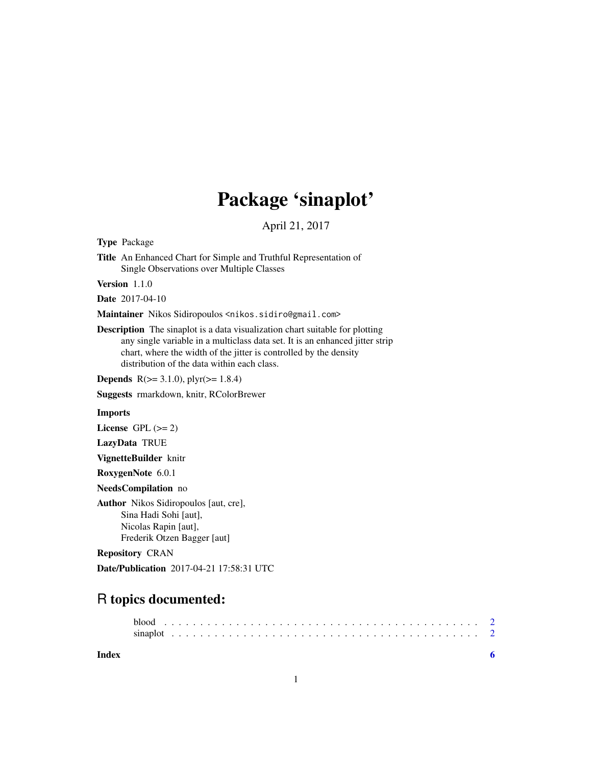# Package 'sinaplot'

April 21, 2017

**Type** Package

**Title** An Enhanced Chart for Simple and Truthful Representation of Single Observations over Multiple Classes

**Version** 1.1.0

**Date** 2017-04-10

**Maintainer** Nikos Sidiropoulos <nikos.sidiro@gmail.com>

**Description** The sinaplot is a data visualization chart suitable for plotting any single variable in a multiclass data set. It is an enhanced jitter strip chart, where the width of the jitter is controlled by the density distribution of the data within each class.

**Depends** R(>= 3.1.0), plyr(>= 1.8.4)

**Suggests** rmarkdown, knitr, RColorBrewer

**Imports**

**License** GPL (>= 2)

**LazyData** TRUE

**VignetteBuilder** knitr

**RoxygenNote** 6.0.1

**NeedsCompilation** no

**Author** Nikos Sidiropoulos [aut, cre], Sina Hadi Sohi [aut], Nicolas Rapin [aut], Frederik Otzen Bagger [aut]

**Repository** CRAN

**Date/Publication** 2017-04-21 17:58:31 UTC

## R topics documented:

blood . . . . . . . . . . . . . . . . . . . . . . . . . . . . . . . . . . . . . . . . . . 2
sinaplot . . . . . . . . . . . . . . . . . . . . . . . . . . . . . . . . . . . . . . . . . 2

**Index** 6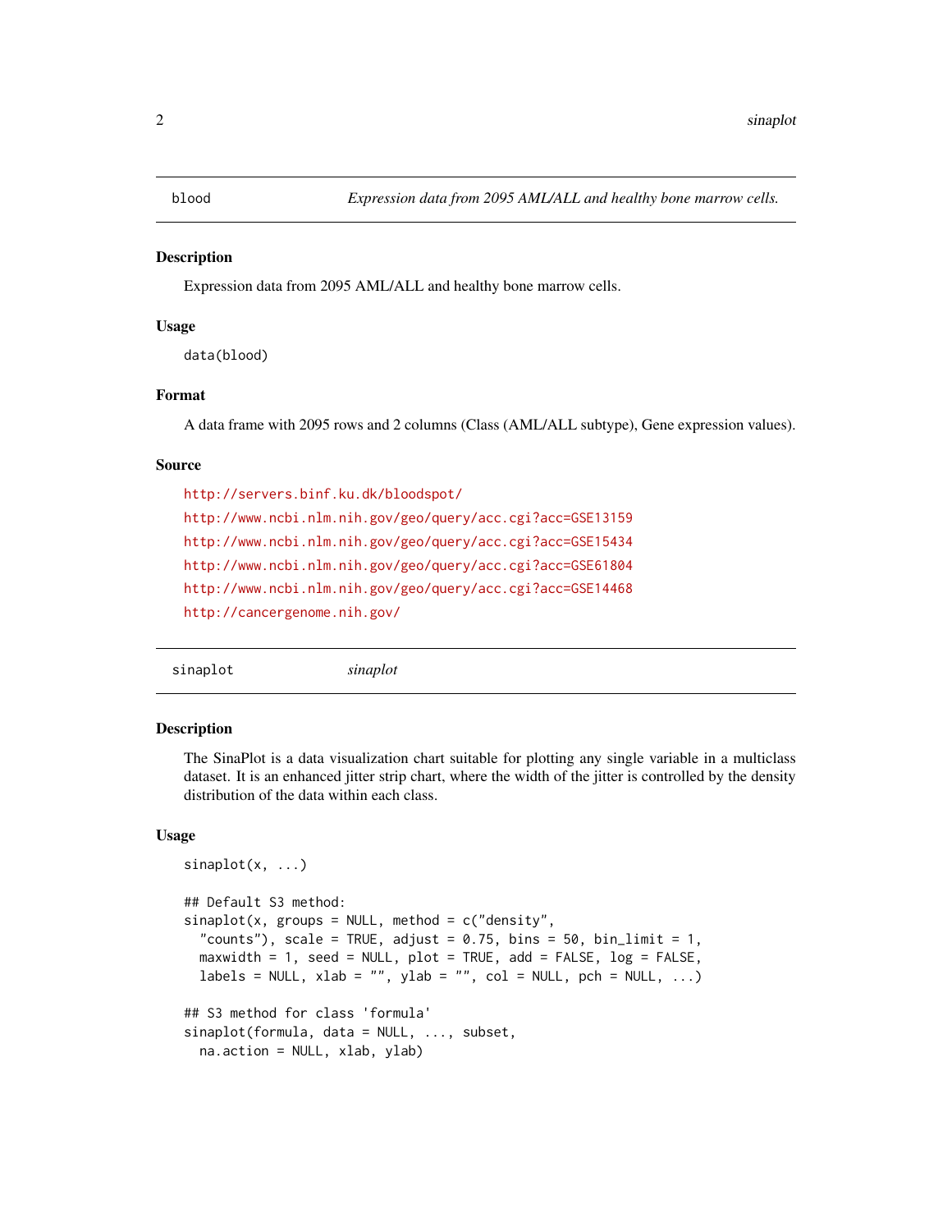# blood — *Expression data from 2095 AML/ALL and healthy bone marrow cells.*

## Description

Expression data from 2095 AML/ALL and healthy bone marrow cells.

## Usage

```
data(blood)
```

## Format

A data frame with 2095 rows and 2 columns (Class (AML/ALL subtype), Gene expression values).

## Source

http://servers.binf.ku.dk/bloodspot/

http://www.ncbi.nlm.nih.gov/geo/query/acc.cgi?acc=GSE13159

http://www.ncbi.nlm.nih.gov/geo/query/acc.cgi?acc=GSE15434

http://www.ncbi.nlm.nih.gov/geo/query/acc.cgi?acc=GSE61804

http://www.ncbi.nlm.nih.gov/geo/query/acc.cgi?acc=GSE14468

http://cancergenome.nih.gov/

# sinaplot — *sinaplot*

## Description

The SinaPlot is a data visualization chart suitable for plotting any single variable in a multiclass dataset. It is an enhanced jitter strip chart, where the width of the jitter is controlled by the density distribution of the data within each class.

## Usage

```
sinaplot(x, ...)

## Default S3 method:
sinaplot(x, groups = NULL, method = c("density",
  "counts"), scale = TRUE, adjust = 0.75, bins = 50, bin_limit = 1,
  maxwidth = 1, seed = NULL, plot = TRUE, add = FALSE, log = FALSE,
  labels = NULL, xlab = "", ylab = "", col = NULL, pch = NULL, ...)

## S3 method for class 'formula'
sinaplot(formula, data = NULL, ..., subset,
  na.action = NULL, xlab, ylab)
```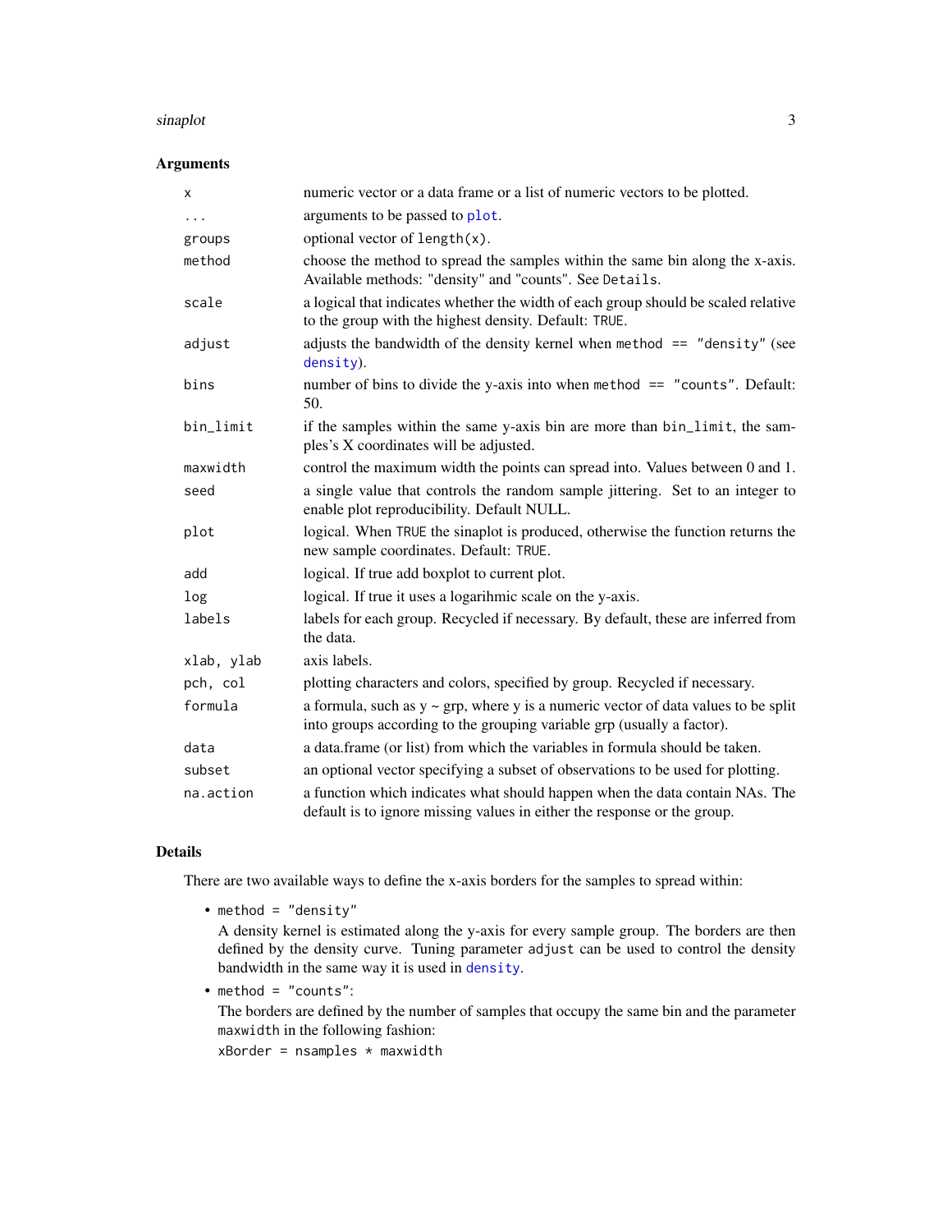## Arguments

| | |
|---|---|
| `x` | numeric vector or a data frame or a list of numeric vectors to be plotted. |
| `...` | arguments to be passed to `plot`. |
| `groups` | optional vector of `length(x)`. |
| `method` | choose the method to spread the samples within the same bin along the x-axis. Available methods: "density" and "counts". See `Details`. |
| `scale` | a logical that indicates whether the width of each group should be scaled relative to the group with the highest density. Default: `TRUE`. |
| `adjust` | adjusts the bandwidth of the density kernel when `method == "density"` (see `density`). |
| `bins` | number of bins to divide the y-axis into when `method == "counts"`. Default: 50. |
| `bin_limit` | if the samples within the same y-axis bin are more than `bin_limit`, the samples's X coordinates will be adjusted. |
| `maxwidth` | control the maximum width the points can spread into. Values between 0 and 1. |
| `seed` | a single value that controls the random sample jittering. Set to an integer to enable plot reproducibility. Default NULL. |
| `plot` | logical. When `TRUE` the sinaplot is produced, otherwise the function returns the new sample coordinates. Default: `TRUE`. |
| `add` | logical. If true add boxplot to current plot. |
| `log` | logical. If true it uses a logarihmic scale on the y-axis. |
| `labels` | labels for each group. Recycled if necessary. By default, these are inferred from the data. |
| `xlab, ylab` | axis labels. |
| `pch, col` | plotting characters and colors, specified by group. Recycled if necessary. |
| `formula` | a formula, such as y ~ grp, where y is a numeric vector of data values to be split into groups according to the grouping variable grp (usually a factor). |
| `data` | a data.frame (or list) from which the variables in formula should be taken. |
| `subset` | an optional vector specifying a subset of observations to be used for plotting. |
| `na.action` | a function which indicates what should happen when the data contain NAs. The default is to ignore missing values in either the response or the group. |

## Details

There are two available ways to define the x-axis borders for the samples to spread within:

- `method = "density"`
  A density kernel is estimated along the y-axis for every sample group. The borders are then defined by the density curve. Tuning parameter `adjust` can be used to control the density bandwidth in the same way it is used in `density`.
- `method = "counts"`:
  The borders are defined by the number of samples that occupy the same bin and the parameter `maxwidth` in the following fashion:
  `xBorder = nsamples * maxwidth`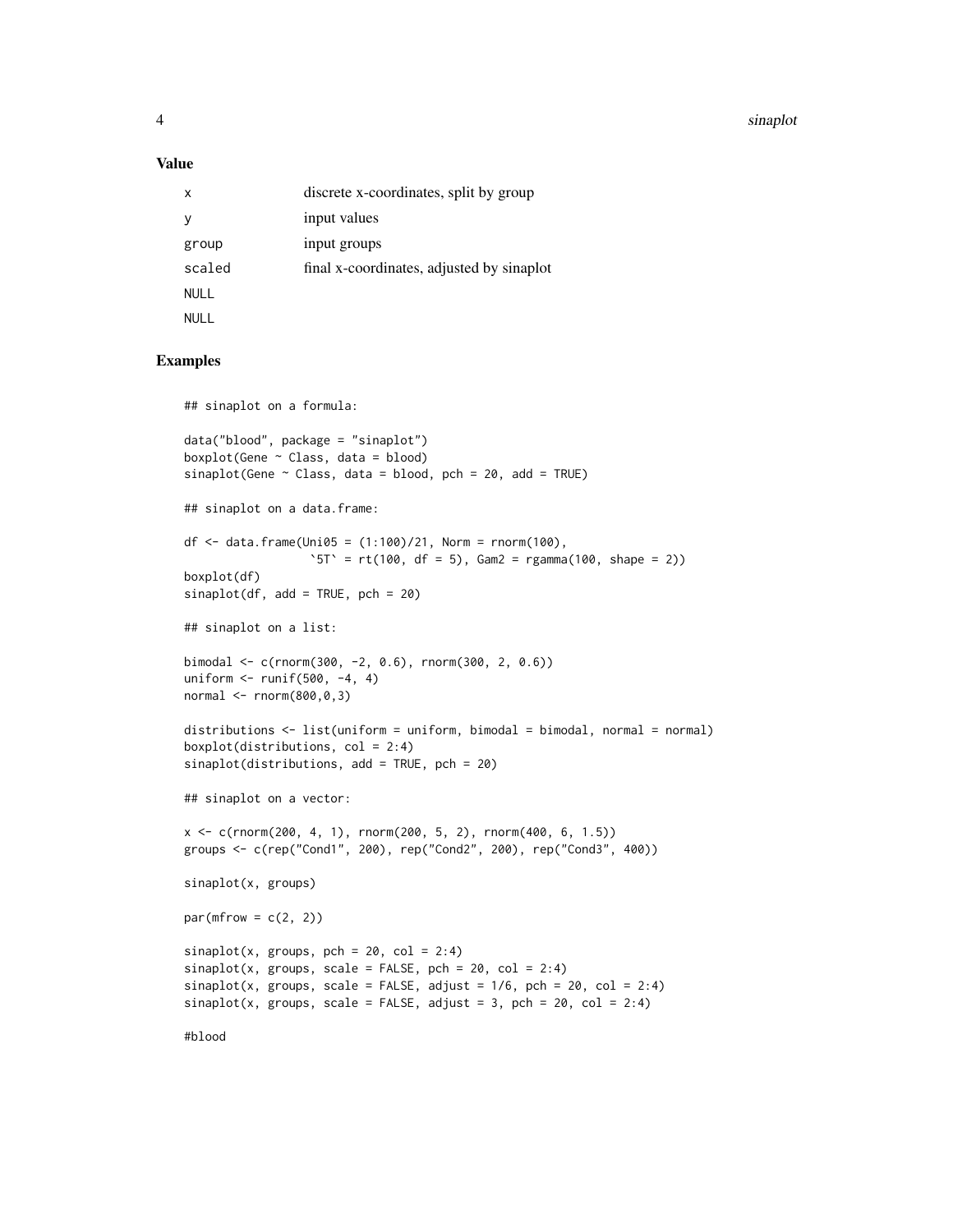### Value

| | |
|---|---|
| x | discrete x-coordinates, split by group |
| y | input values |
| group | input groups |
| scaled | final x-coordinates, adjusted by sinaplot |
| NULL | |
| NULL | |

### Examples

```
## sinaplot on a formula:

data("blood", package = "sinaplot")
boxplot(Gene ~ Class, data = blood)
sinaplot(Gene ~ Class, data = blood, pch = 20, add = TRUE)

## sinaplot on a data.frame:

df <- data.frame(Uni05 = (1:100)/21, Norm = rnorm(100),
                 `5T` = rt(100, df = 5), Gam2 = rgamma(100, shape = 2))
boxplot(df)
sinaplot(df, add = TRUE, pch = 20)

## sinaplot on a list:

bimodal <- c(rnorm(300, -2, 0.6), rnorm(300, 2, 0.6))
uniform <- runif(500, -4, 4)
normal <- rnorm(800,0,3)

distributions <- list(uniform = uniform, bimodal = bimodal, normal = normal)
boxplot(distributions, col = 2:4)
sinaplot(distributions, add = TRUE, pch = 20)

## sinaplot on a vector:

x <- c(rnorm(200, 4, 1), rnorm(200, 5, 2), rnorm(400, 6, 1.5))
groups <- c(rep("Cond1", 200), rep("Cond2", 200), rep("Cond3", 400))

sinaplot(x, groups)

par(mfrow = c(2, 2))

sinaplot(x, groups, pch = 20, col = 2:4)
sinaplot(x, groups, scale = FALSE, pch = 20, col = 2:4)
sinaplot(x, groups, scale = FALSE, adjust = 1/6, pch = 20, col = 2:4)
sinaplot(x, groups, scale = FALSE, adjust = 3, pch = 20, col = 2:4)

#blood
```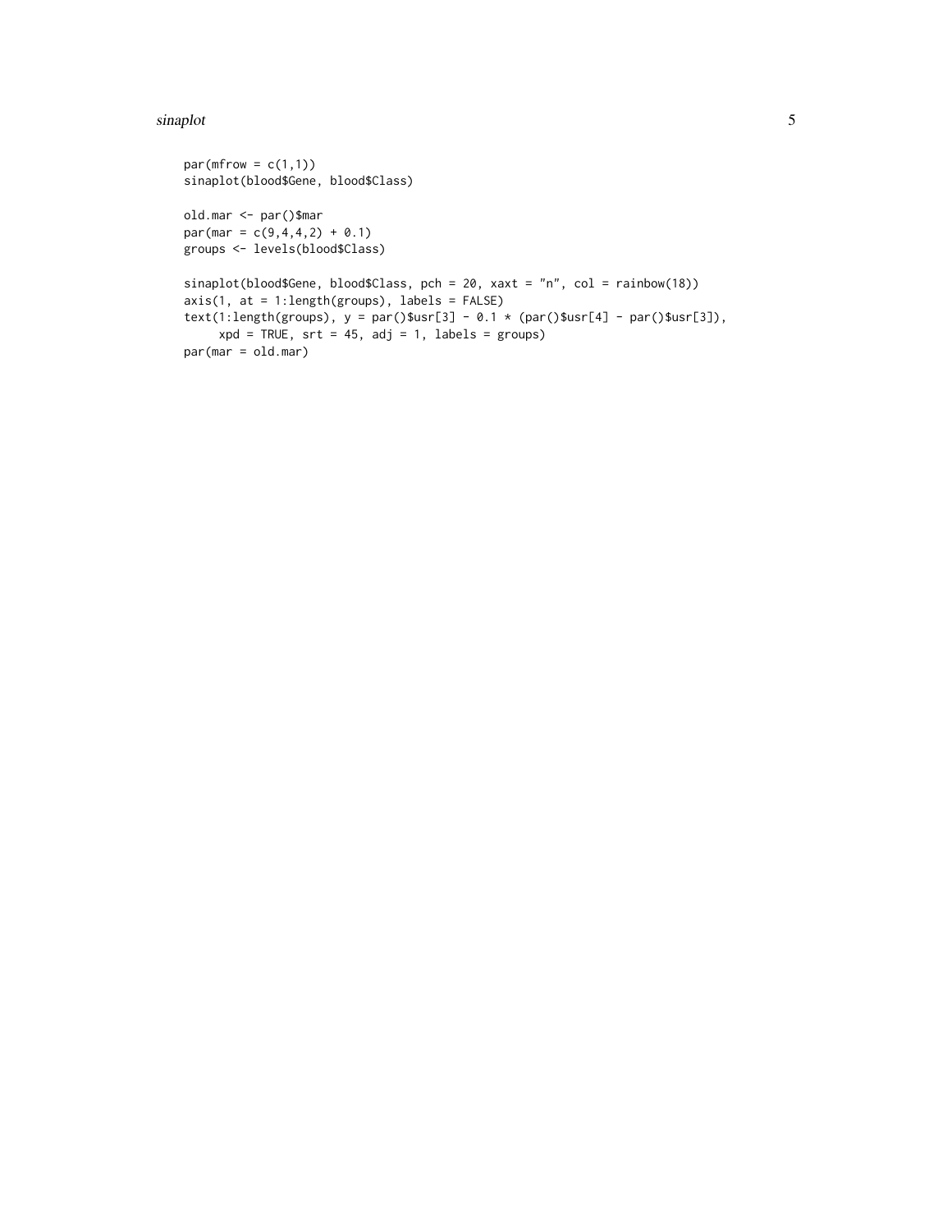```
par(mfrow = c(1,1))
sinaplot(blood$Gene, blood$Class)

old.mar <- par()$mar
par(mar = c(9,4,4,2) + 0.1)
groups <- levels(blood$Class)

sinaplot(blood$Gene, blood$Class, pch = 20, xaxt = "n", col = rainbow(18))
axis(1, at = 1:length(groups), labels = FALSE)
text(1:length(groups), y = par()$usr[3] - 0.1 * (par()$usr[4] - par()$usr[3]),
     xpd = TRUE, srt = 45, adj = 1, labels = groups)
par(mar = old.mar)
```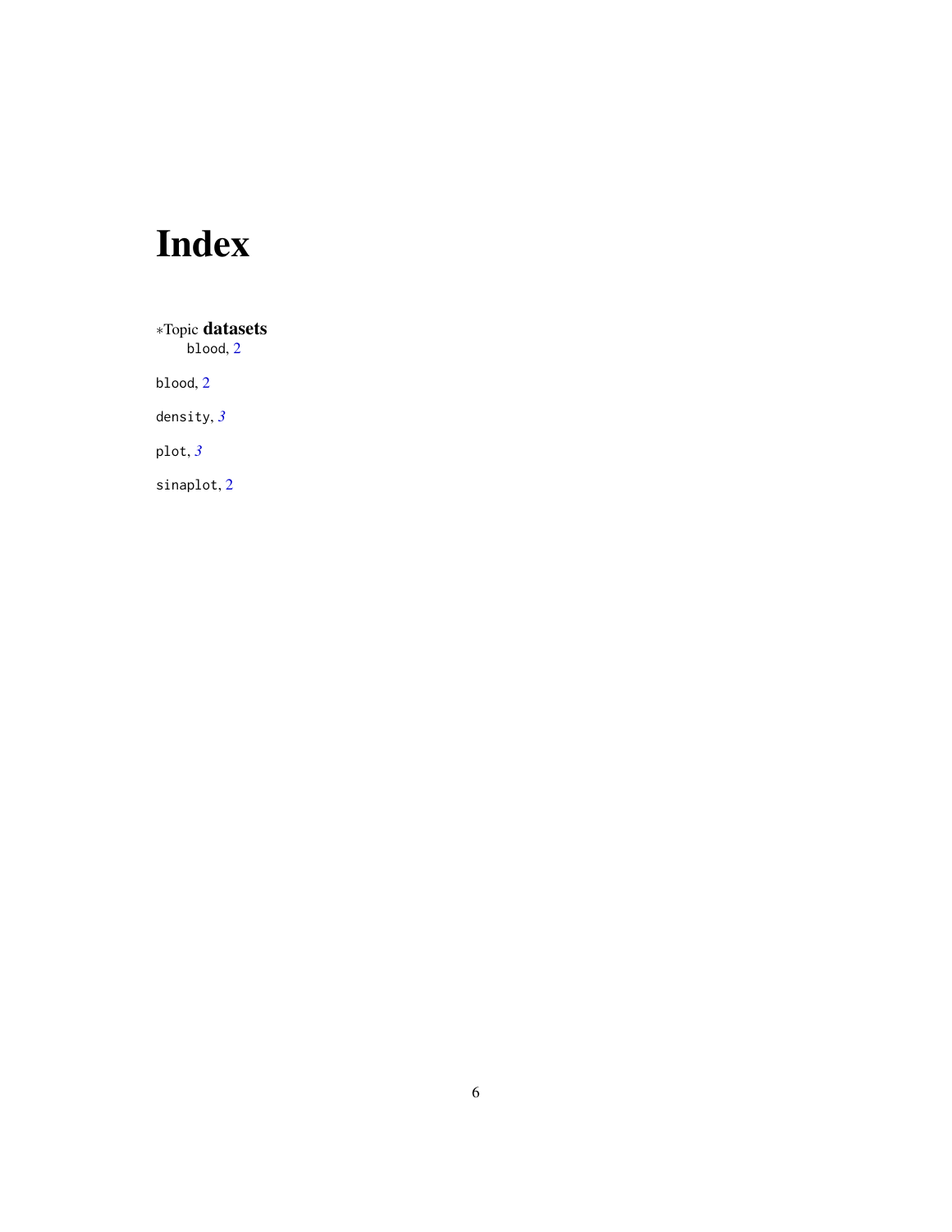# Index

∗Topic **datasets**
  `blood`, 2

`blood`, 2

`density`, *3*

`plot`, *3*

`sinaplot`, 2